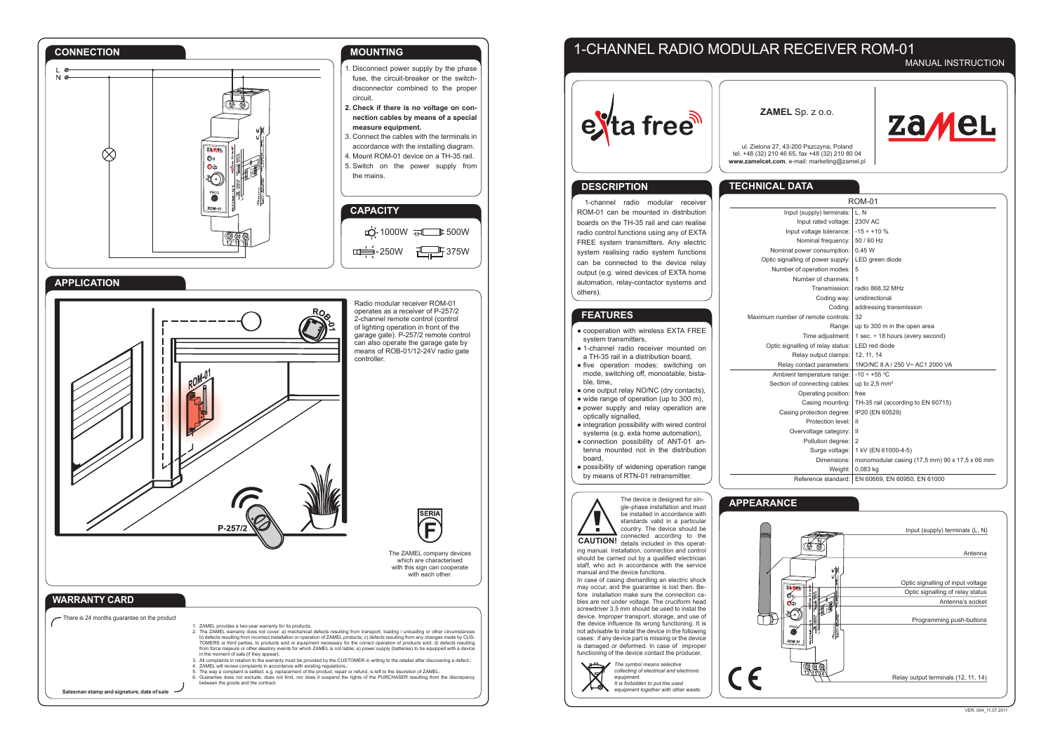# 1-CHANNEL RADIO MODULAR RECEIVER ROM-01

MANUAL INSTRUCTION

**ZAMEL** Sp. z o.o.

ul. Zielona 27, 43-200 Pszczyna, Poland
tel. +48 (32) 210 46 65, fax +48 (32) 210 80 04
**www.zamelcet.com**, e-mail: marketing@zamel.pl

## DESCRIPTION

1-channel radio modular receiver ROM-01 can be mounted in distribution boards on the TH-35 rail and can realise radio control functions using any of EXTA FREE system transmitters. Any electric system realising radio system functions can be connected to the device relay output (e.g. wired devices of EXTA home automation, relay-contactor systems and others).

## FEATURES

- cooperation with wireless EXTA FREE system transmitters,
- 1-channel radio receiver mounted on a TH-35 rail in a distribution board,
- five operation modes: switching on mode, switching off, monostable, bistable, time,
- one output relay NO/NC (dry contacts),
- wide range of operation (up to 300 m),
- power supply and relay operation are optically signalled,
- integration possibility with wired control systems (e.g. exta home automation),
- connection possibility of ANT-01 antenna mounted not in the distribution board,
- possibility of widening operation range by means of RTN-01 retransmitter.

**CAUTION!** The device is designed for single-phase installation and must be installed in accordance with standards valid in a particular country. The device should be connected according to the details included in this operating manual. Installation, connection and control should be carried out by a qualified electrician staff, who act in accordance with the service manual and the device functions.
In case of casing dismantling an electric shock may occur, and the guarantee is lost then. Before installation make sure the connection cables are not under voltage. The cruciform head screwdriver 3,5 mm should be used to instal the device. Improper transport, storage, and use of the device influence its wrong functioning. It is not advisable to instal the device in the following cases: if any device part is missing or the device is damaged or deformed. In case of improper functioning of the device contact the producer.

*The symbol means selective collecting of electrical and electronic equipment. It is forbidden to put the used equipment together with other waste.*

## TECHNICAL DATA

| ROM-01 | |
|---|---|
| Input (supply) terminals: | L, N |
| Input rated voltage: | 230V AC |
| Input voltage tolerance: | -15 ÷ +10 % |
| Nominal frequency: | 50 / 60 Hz |
| Nominal power consumption: | 0,45 W |
| Optic signalling of power supply: | LED green diode |
| Number of operation modes: | 5 |
| Number of channels: | 1 |
| Transmission: | radio 868,32 MHz |
| Coding way: | unidirectional |
| Coding: | addressing transmission |
| Maximum number of remote controls: | 32 |
| Range: | up to 300 m in the open area |
| Time adjustment: | 1 sec. ÷ 18 hours (every second) |
| Optic signalling of relay status: | LED red diode |
| Relay output clamps: | 12, 11, 14 |
| Relay contact parameters: | 1NO/NC 8 A / 250 V~ AC1 2000 VA |
| Ambient temperature range: | -10 ÷ +55 °C |
| Section of connecting cables: | up to 2,5 mm² |
| Operating position: | free |
| Casing mounting: | TH-35 rail (according to EN 60715) |
| Casing protection degree: | IP20 (EN 60529) |
| Protection level: | II |
| Overvoltage category: | II |
| Pollution degree: | 2 |
| Surge voltage: | 1 kV (EN 61000-4-5) |
| Dimensions: | monomodular casing (17,5 mm) 90 x 17,5 x 66 mm |
| Weight: | 0,083 kg |
| Reference standard: | EN 60669, EN 60950, EN 61000 |

## APPEARANCE

- Input (supply) terminals (L, N)
- Antenna
- Optic signalling of input voltage
- Optic signalling of relay status
- Antenna's socket
- Programming push-buttons
- Relay output terminals (12, 11, 14)

## CONNECTION

## MOUNTING

1. Disconnect power supply by the phase fuse, the circuit-breaker or the switch-disconnector combined to the proper circuit.
2. **Check if there is no voltage on connection cables by means of a special measure equipment.**
3. Connect the cables with the terminals in accordance with the installing diagram.
4. Mount ROM-01 device on a TH-35 rail.
5. Switch on the power supply from the mains.

## CAPACITY

1000W | 500W | 250W | 375W

## APPLICATION

Radio modular receiver ROM-01 operates as a receiver of P-257/2 2-channel remote control (control of lighting operation in front of the garage gate). P-257/2 remote control can also operate the garage gate by means of ROB-01/12-24V radio gate controller.

The ZAMEL company devices which are characterised with this sign can cooperate with each other.

## WARRANTY CARD

There is 24 months guarantee on the product

1. ZAMEL provides a two-year warranty for its products.
2. The ZAMEL warranty does not cover: a) mechanical defects resulting from transport, loading / unloading or other circumstances b) defects resulting from incorrect installation or operation of ZAMEL products; c) defects resulting from any changes made by CUSTOMERS or third parties, to products sold or equipment necessary for the correct operation of products sold; d) defects resulting from force majeure or other aleatory events for which ZAMEL is not liable; e) power supply (batteries) to be equipped with a device in the moment of sale (if they appear);
3. All complaints in relation to the warranty must be provided by the CUSTOMER in writing to the retailer after discovering a defect.;
4. ZAMEL will review complaints in accordance with existing regulations.;
5. The way a complaint is settled, e.g. replacement of the product, repair or refund, is left to the discretion of ZAMEL.
6. Guarantee does not exclude, does not limit, nor does it suspend the rights of the PURCHASER resulting from the discrepancy between the goods and the contract.

Salesman stamp and signature, date of sale

VER. 004_11.07.2011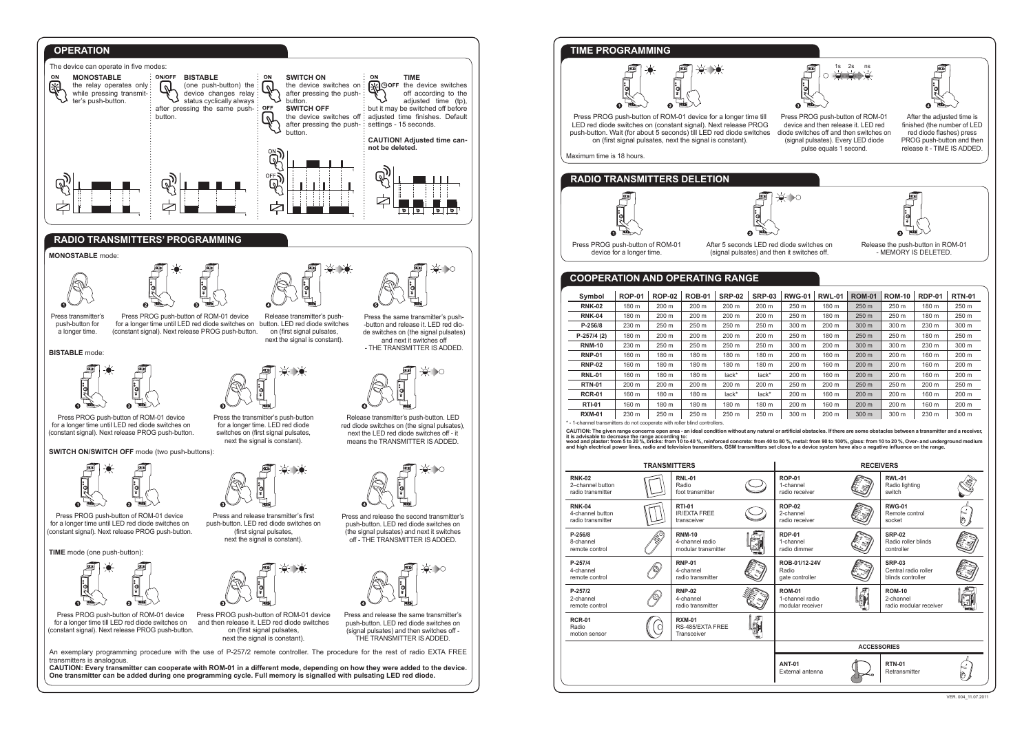## OPERATION

The device can operate in five modes:

**MONOSTABLE** – the relay operates only while pressing transmitter's push-button.

**BISTABLE** (one push-button) the device changes relay status cyclically always after pressing the same push-button.

**SWITCH ON** the device switches on after pressing the push-button.
**SWITCH OFF** the device switches off after pressing the push-button.

**TIME** the device switches off according to the adjusted time (tp), but it may be switched off before adjusted time finishes. Default settings - 15 seconds.

**CAUTION! Adjusted time cannot be deleted.**

## RADIO TRANSMITTERS' PROGRAMMING

**MONOSTABLE** mode:

1. Press transmitter's push-button for a longer time.
2. Press PROG push-button of ROM-01 device for a longer time until LED red diode switches on (constant signal).
3. Next release PROG push-button.
4. Release transmitter's push-button. LED red diode switches on (first signal pulsates, next the signal is constant).
5. Press the same transmitter's push-button and release it. LED red diode switches on (the signal pulsates) and next it switches off - THE TRANSMITTER IS ADDED.

**BISTABLE** mode:

1. 2. Press PROG push-button of ROM-01 device for a longer time until LED red diode switches on (constant signal). Next release PROG push-button.
3. Press the transmitter's push-button for a longer time. LED red diode switches on (first signal pulsates, next the signal is constant).
4. Release transmitter's push-button. LED red diode switches on (the signal pulsates), next the LED red diode switches off - it means the TRANSMITTER IS ADDED.

**SWITCH ON/SWITCH OFF** mode (two push-buttons):

1. 2. Press PROG push-button of ROM-01 device for a longer time until LED red diode switches on (constant signal). Next release PROG push-button.
3. Press and release transmitter's first push-button. LED red diode switches on (first signal pulsates, next the signal is constant).
4. Press and release the second transmitter's push-button. LED red diode switches on (the signal pulsates) and next it switches off - THE TRANSMITTER IS ADDED.

**TIME** mode (one push-button):

1. 2. Press PROG push-button of ROM-01 device for a longer time till LED red diode switches on (constant signal). Next release PROG push-button.
3. Press PROG push-button of ROM-01 device and then release it. LED red diode switches on (first signal pulsates, next the signal is constant).
4. Press and release the same transmitter's push-button. LED red diode switches on (signal pulsates) and then switches off - THE TRANSMITTER IS ADDED.

An exemplary programming procedure with the use of P-257/2 remote controller. The procedure for the rest of radio EXTA FREE transmitters is analogous.

**CAUTION: Every transmitter can cooperate with ROM-01 in a different mode, depending on how they were added to the device. One transmitter can be added during one programming cycle. Full memory is signalled with pulsating LED red diode.**

## TIME PROGRAMMING

1. 2. Press PROG push-button of ROM-01 device for a longer time till LED red diode switches on (constant signal). Next release PROG push-button. Wait (for about 5 seconds) till LED red diode switches on (first signal pulsates, next the signal is constant).
3. Press PROG push-button of ROM-01 device and then release it. LED red diode switches off and then switches on (signal pulsates). Every LED diode pulse equals 1 second. (1s 2s ns)
4. After the adjusted time is finished (the number of LED red diode flashes) press PROG push-button and then release it - TIME IS ADDED.

Maximum time is 18 hours.

## RADIO TRANSMITTERS DELETION

1. Press PROG push-button of ROM-01 device for a longer time.
2. After 5 seconds LED red diode switches on (signal pulsates) and then it switches off.
3. Release the push-button in ROM-01 - MEMORY IS DELETED.

## COOPERATION AND OPERATING RANGE

| Symbol | ROP-01 | ROP-02 | ROB-01 | SRP-02 | SRP-03 | RWG-01 | RWL-01 | ROM-01 | ROM-10 | RDP-01 | RTN-01 |
|---|---|---|---|---|---|---|---|---|---|---|---|
| RNK-02 | 180 m | 200 m | 200 m | 200 m | 200 m | 250 m | 180 m | 250 m | 250 m | 180 m | 250 m |
| RNK-04 | 180 m | 200 m | 200 m | 200 m | 200 m | 250 m | 180 m | 250 m | 250 m | 180 m | 250 m |
| P-256/8 | 230 m | 250 m | 250 m | 250 m | 250 m | 300 m | 200 m | 300 m | 300 m | 230 m | 300 m |
| P-257/4 (2) | 180 m | 200 m | 200 m | 200 m | 200 m | 250 m | 180 m | 250 m | 250 m | 180 m | 250 m |
| RNM-10 | 230 m | 250 m | 250 m | 250 m | 250 m | 300 m | 200 m | 300 m | 300 m | 230 m | 300 m |
| RNP-01 | 160 m | 180 m | 180 m | 180 m | 180 m | 200 m | 160 m | 200 m | 200 m | 160 m | 200 m |
| RNP-02 | 160 m | 180 m | 180 m | 180 m | 180 m | 200 m | 160 m | 200 m | 200 m | 160 m | 200 m |
| RNL-01 | 160 m | 180 m | 180 m | lack* | lack* | 200 m | 160 m | 200 m | 200 m | 160 m | 200 m |
| RTN-01 | 200 m | 200 m | 200 m | 200 m | 200 m | 250 m | 200 m | 250 m | 250 m | 200 m | 250 m |
| RCR-01 | 160 m | 180 m | 180 m | lack* | lack* | 200 m | 160 m | 200 m | 200 m | 160 m | 200 m |
| RTI-01 | 160 m | 180 m | 180 m | 180 m | 180 m | 200 m | 160 m | 200 m | 200 m | 160 m | 200 m |
| RXM-01 | 230 m | 250 m | 250 m | 250 m | 250 m | 300 m | 200 m | 300 m | 300 m | 230 m | 300 m |

\* - 1-channel transmitters do not cooperate with roller blind controllers.

**CAUTION: The given range concerns open area - an ideal condition without any natural or artificial obstacles. If there are some obstacles between a transmitter and a receiver, it is advisable to decrease the range according to: wood and plaster: from 5 to 20 %, bricks: from 10 to 40 %, reinforced concrete: from 40 to 80 %, metal: from 90 to 100%, glass: from 10 to 20 %. Over- and underground medium and high electrical power lines, radio and television transmitters, GSM transmitters set close to a device system have also a negative influence on the range.**

### TRANSMITTERS

- **RNK-02** 2-channel button radio transmitter
- **RNL-01** Radio foot transmitter
- **RNK-04** 4-channel button radio transmitter
- **RTI-01** IR/EXTA FREE transceiver
- **P-256/8** 8-channel remote control
- **RNM-10** 4-channel radio modular transmitter
- **P-257/4** 4-channel remote control
- **RNP-01** 4-channel radio transmitter
- **P-257/2** 2-channel remote control
- **RNP-02** 4-channel radio transmitter
- **RCR-01** Radio motion sensor
- **RXM-01** RS-485/EXTA FREE Transceiver

### RECEIVERS

- **ROP-01** 1-channel radio receiver
- **RWL-01** Radio lighting switch
- **ROP-02** 2-channel radio receiver
- **RWG-01** Remote control socket
- **RDP-01** 1-channel radio dimmer
- **SRP-02** Radio roller blinds controller
- **ROB-01/12-24V** Radio gate controller
- **SRP-03** Central radio roller blinds controller
- **ROM-01** 1-channel radio modular receiver
- **ROM-10** 2-channel radio modular receiver

### ACCESSORIES

- **ANT-01** External antenna
- **RTN-01** Retransmitter

VER. 004_11.07.2011